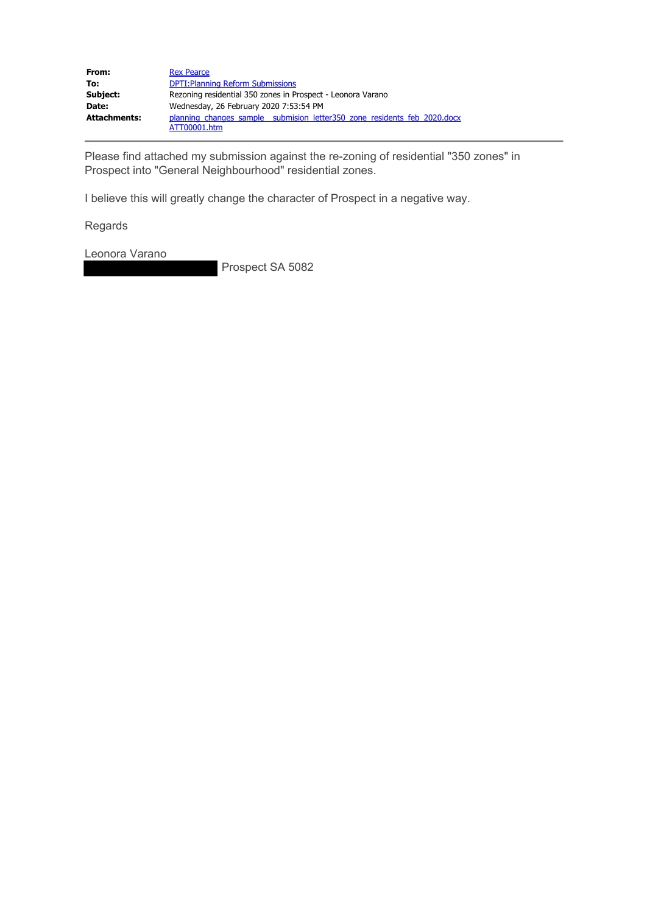| | |
|---|---|
| **From:** | Rex Pearce |
| **To:** | DPTI:Planning Reform Submissions |
| **Subject:** | Rezoning residential 350 zones in Prospect - Leonora Varano |
| **Date:** | Wednesday, 26 February 2020 7:53:54 PM |
| **Attachments:** | planning_changes_sample__submision_letter350_zone_residents_feb_2020.docx<br>ATT00001.htm |

---

Please find attached my submission against the re-zoning of residential "350 zones" in Prospect into "General Neighbourhood" residential zones.

I believe this will greatly change the character of Prospect in a negative way.

Regards

Leonora Varano
[REDACTED] Prospect SA 5082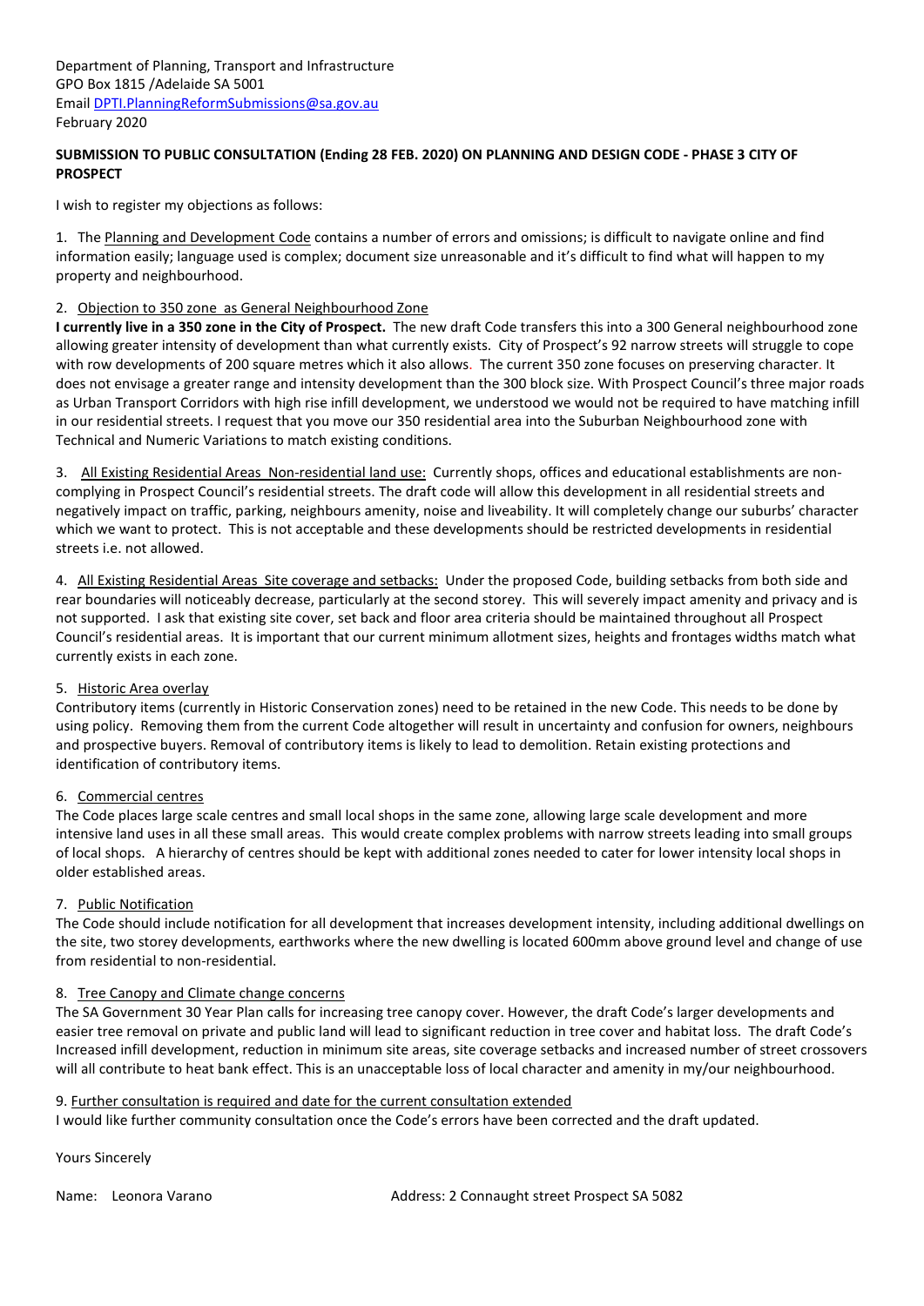Department of Planning, Transport and Infrastructure
GPO Box 1815 /Adelaide SA 5001
Email DPTI.PlanningReformSubmissions@sa.gov.au
February 2020

**SUBMISSION TO PUBLIC CONSULTATION (Ending 28 FEB. 2020) ON PLANNING AND DESIGN CODE - PHASE 3 CITY OF PROSPECT**

I wish to register my objections as follows:

1. The Planning and Development Code contains a number of errors and omissions; is difficult to navigate online and find information easily; language used is complex; document size unreasonable and it's difficult to find what will happen to my property and neighbourhood.

2. Objection to 350 zone as General Neighbourhood Zone
**I currently live in a 350 zone in the City of Prospect.** The new draft Code transfers this into a 300 General neighbourhood zone allowing greater intensity of development than what currently exists. City of Prospect's 92 narrow streets will struggle to cope with row developments of 200 square metres which it also allows. The current 350 zone focuses on preserving character. It does not envisage a greater range and intensity development than the 300 block size. With Prospect Council's three major roads as Urban Transport Corridors with high rise infill development, we understood we would not be required to have matching infill in our residential streets. I request that you move our 350 residential area into the Suburban Neighbourhood zone with Technical and Numeric Variations to match existing conditions.

3. All Existing Residential Areas Non-residential land use: Currently shops, offices and educational establishments are non-complying in Prospect Council's residential streets. The draft code will allow this development in all residential streets and negatively impact on traffic, parking, neighbours amenity, noise and liveability. It will completely change our suburbs' character which we want to protect. This is not acceptable and these developments should be restricted developments in residential streets i.e. not allowed.

4. All Existing Residential Areas Site coverage and setbacks: Under the proposed Code, building setbacks from both side and rear boundaries will noticeably decrease, particularly at the second storey. This will severely impact amenity and privacy and is not supported. I ask that existing site cover, set back and floor area criteria should be maintained throughout all Prospect Council's residential areas. It is important that our current minimum allotment sizes, heights and frontages widths match what currently exists in each zone.

5. Historic Area overlay
Contributory items (currently in Historic Conservation zones) need to be retained in the new Code. This needs to be done by using policy. Removing them from the current Code altogether will result in uncertainty and confusion for owners, neighbours and prospective buyers. Removal of contributory items is likely to lead to demolition. Retain existing protections and identification of contributory items.

6. Commercial centres
The Code places large scale centres and small local shops in the same zone, allowing large scale development and more intensive land uses in all these small areas. This would create complex problems with narrow streets leading into small groups of local shops. A hierarchy of centres should be kept with additional zones needed to cater for lower intensity local shops in older established areas.

7. Public Notification
The Code should include notification for all development that increases development intensity, including additional dwellings on the site, two storey developments, earthworks where the new dwelling is located 600mm above ground level and change of use from residential to non-residential.

8. Tree Canopy and Climate change concerns
The SA Government 30 Year Plan calls for increasing tree canopy cover. However, the draft Code's larger developments and easier tree removal on private and public land will lead to significant reduction in tree cover and habitat loss. The draft Code's Increased infill development, reduction in minimum site areas, site coverage setbacks and increased number of street crossovers will all contribute to heat bank effect. This is an unacceptable loss of local character and amenity in my/our neighbourhood.

9. Further consultation is required and date for the current consultation extended
I would like further community consultation once the Code's errors have been corrected and the draft updated.

Yours Sincerely

Name: Leonora Varano

Address: 2 Connaught street Prospect SA 5082